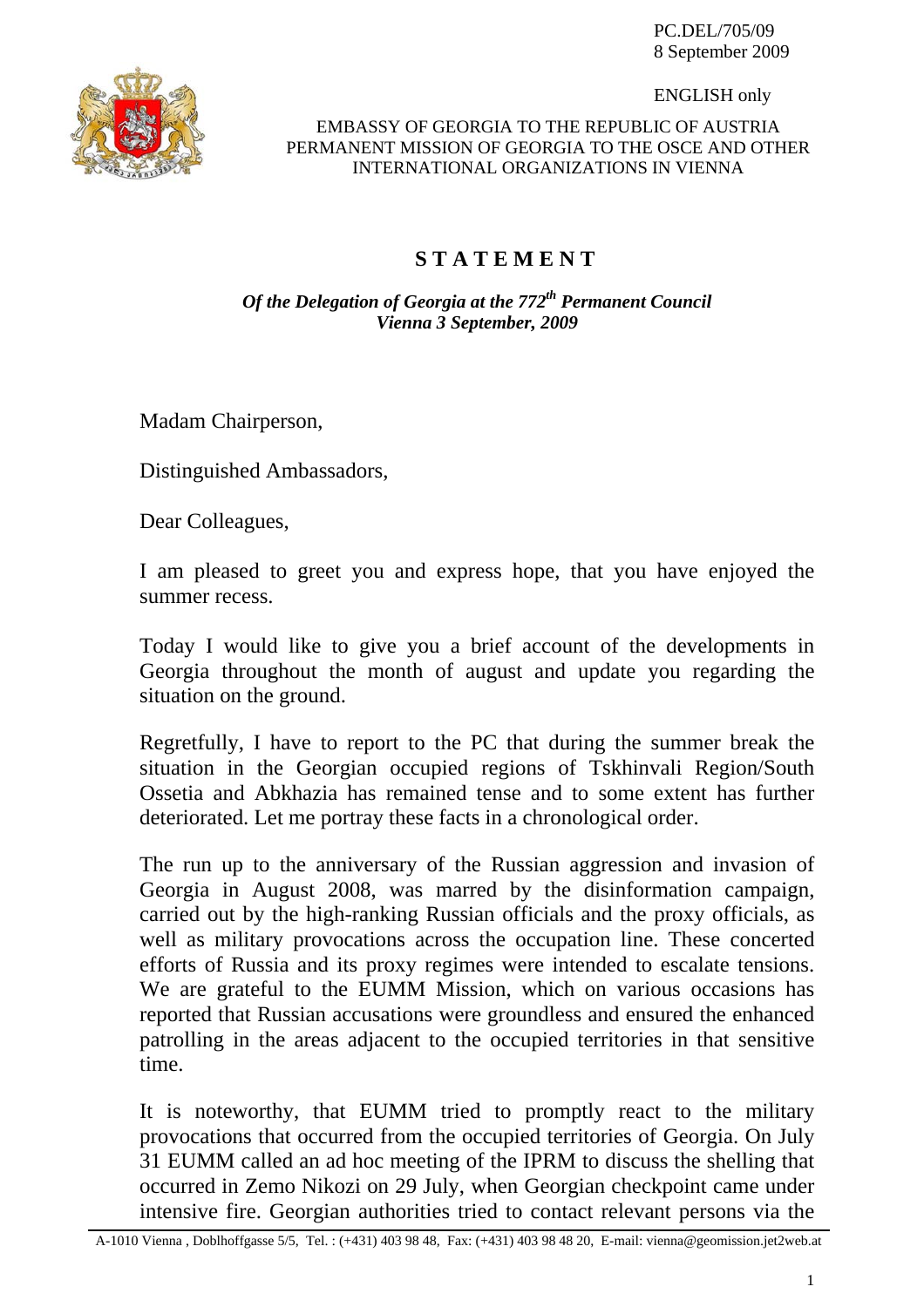PC.DEL/705/09
8 September 2009

ENGLISH only

EMBASSY OF GEORGIA TO THE REPUBLIC OF AUSTRIA
PERMANENT MISSION OF GEORGIA TO THE OSCE AND OTHER INTERNATIONAL ORGANIZATIONS IN VIENNA

# S T A T E M E N T

***Of the Delegation of Georgia at the 772[th] Permanent Council***
***Vienna 3 September, 2009***

Madam Chairperson,

Distinguished Ambassadors,

Dear Colleagues,

I am pleased to greet you and express hope, that you have enjoyed the summer recess.

Today I would like to give you a brief account of the developments in Georgia throughout the month of august and update you regarding the situation on the ground.

Regretfully, I have to report to the PC that during the summer break the situation in the Georgian occupied regions of Tskhinvali Region/South Ossetia and Abkhazia has remained tense and to some extent has further deteriorated. Let me portray these facts in a chronological order.

The run up to the anniversary of the Russian aggression and invasion of Georgia in August 2008, was marred by the disinformation campaign, carried out by the high-ranking Russian officials and the proxy officials, as well as military provocations across the occupation line. These concerted efforts of Russia and its proxy regimes were intended to escalate tensions. We are grateful to the EUMM Mission, which on various occasions has reported that Russian accusations were groundless and ensured the enhanced patrolling in the areas adjacent to the occupied territories in that sensitive time.

It is noteworthy, that EUMM tried to promptly react to the military provocations that occurred from the occupied territories of Georgia. On July 31 EUMM called an ad hoc meeting of the IPRM to discuss the shelling that occurred in Zemo Nikozi on 29 July, when Georgian checkpoint came under intensive fire. Georgian authorities tried to contact relevant persons via the

A-1010 Vienna , Doblhoffgasse 5/5, Tel. : (+431) 403 98 48, Fax: (+431) 403 98 48 20, E-mail: vienna@geomission.jet2web.at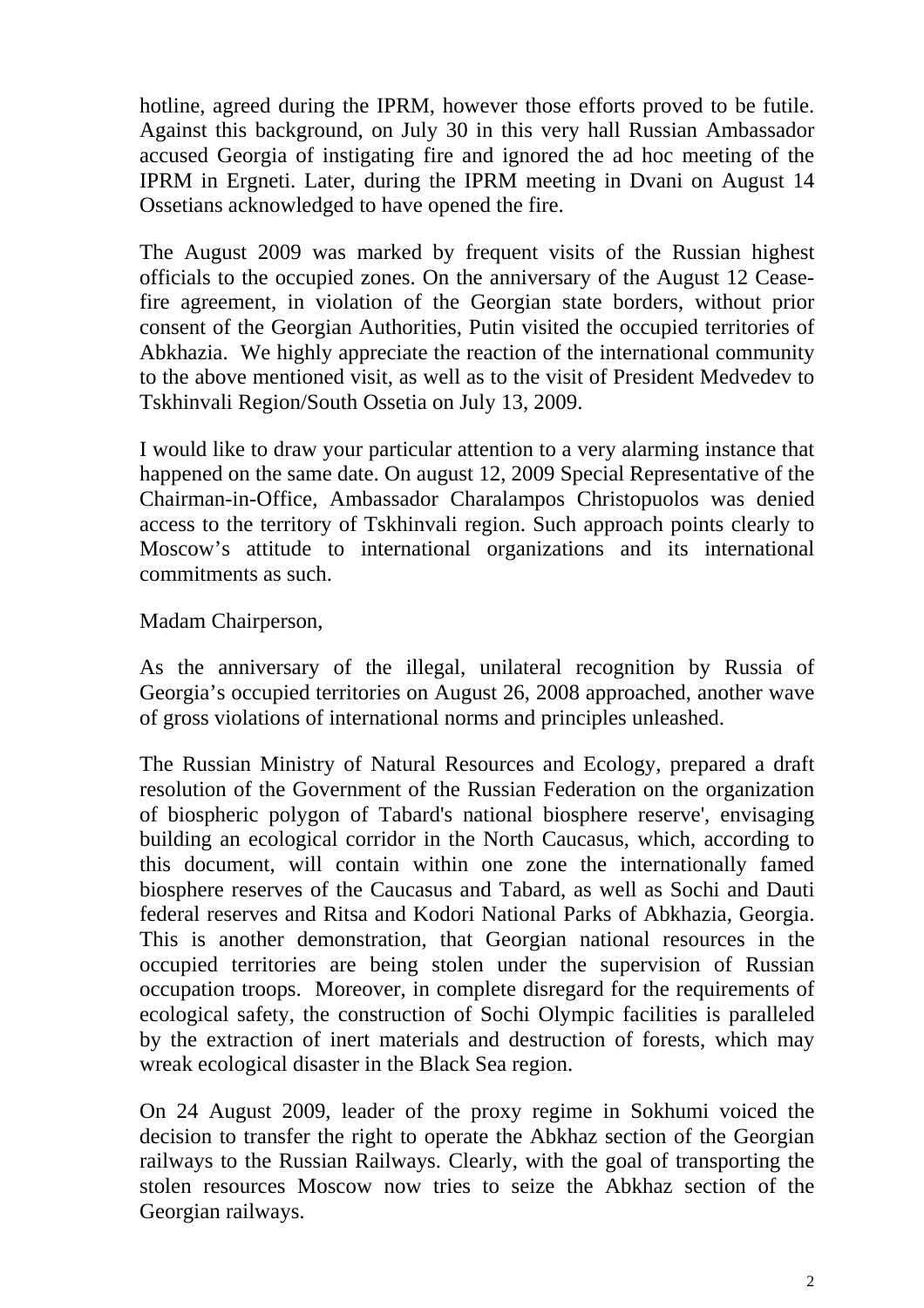hotline, agreed during the IPRM, however those efforts proved to be futile. Against this background, on July 30 in this very hall Russian Ambassador accused Georgia of instigating fire and ignored the ad hoc meeting of the IPRM in Ergneti. Later, during the IPRM meeting in Dvani on August 14 Ossetians acknowledged to have opened the fire.

The August 2009 was marked by frequent visits of the Russian highest officials to the occupied zones. On the anniversary of the August 12 Cease-fire agreement, in violation of the Georgian state borders, without prior consent of the Georgian Authorities, Putin visited the occupied territories of Abkhazia. We highly appreciate the reaction of the international community to the above mentioned visit, as well as to the visit of President Medvedev to Tskhinvali Region/South Ossetia on July 13, 2009.

I would like to draw your particular attention to a very alarming instance that happened on the same date. On august 12, 2009 Special Representative of the Chairman-in-Office, Ambassador Charalampos Christopuolos was denied access to the territory of Tskhinvali region. Such approach points clearly to Moscow's attitude to international organizations and its international commitments as such.

Madam Chairperson,

As the anniversary of the illegal, unilateral recognition by Russia of Georgia's occupied territories on August 26, 2008 approached, another wave of gross violations of international norms and principles unleashed.

The Russian Ministry of Natural Resources and Ecology, prepared a draft resolution of the Government of the Russian Federation on the organization of biospheric polygon of Tabard's national biosphere reserve', envisaging building an ecological corridor in the North Caucasus, which, according to this document, will contain within one zone the internationally famed biosphere reserves of the Caucasus and Tabard, as well as Sochi and Dauti federal reserves and Ritsa and Kodori National Parks of Abkhazia, Georgia. This is another demonstration, that Georgian national resources in the occupied territories are being stolen under the supervision of Russian occupation troops. Moreover, in complete disregard for the requirements of ecological safety, the construction of Sochi Olympic facilities is paralleled by the extraction of inert materials and destruction of forests, which may wreak ecological disaster in the Black Sea region.

On 24 August 2009, leader of the proxy regime in Sokhumi voiced the decision to transfer the right to operate the Abkhaz section of the Georgian railways to the Russian Railways. Clearly, with the goal of transporting the stolen resources Moscow now tries to seize the Abkhaz section of the Georgian railways.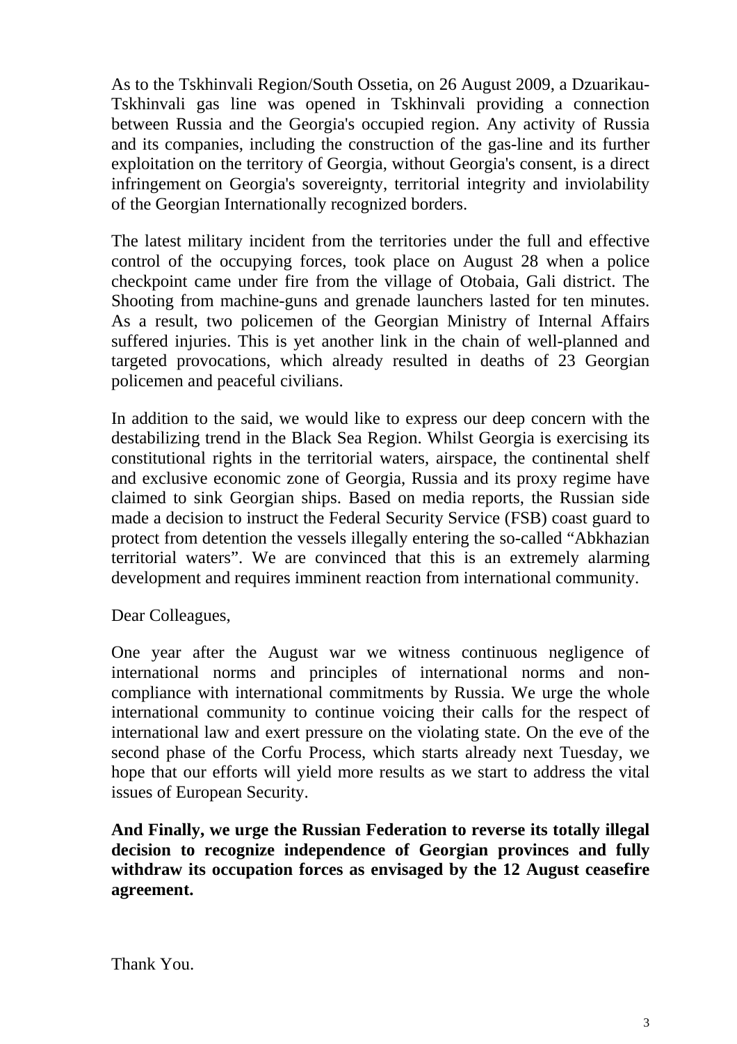As to the Tskhinvali Region/South Ossetia, on 26 August 2009, a Dzuarikau-Tskhinvali gas line was opened in Tskhinvali providing a connection between Russia and the Georgia's occupied region. Any activity of Russia and its companies, including the construction of the gas-line and its further exploitation on the territory of Georgia, without Georgia's consent, is a direct infringement on Georgia's sovereignty, territorial integrity and inviolability of the Georgian Internationally recognized borders.

The latest military incident from the territories under the full and effective control of the occupying forces, took place on August 28 when a police checkpoint came under fire from the village of Otobaia, Gali district. The Shooting from machine-guns and grenade launchers lasted for ten minutes. As a result, two policemen of the Georgian Ministry of Internal Affairs suffered injuries. This is yet another link in the chain of well-planned and targeted provocations, which already resulted in deaths of 23 Georgian policemen and peaceful civilians.

In addition to the said, we would like to express our deep concern with the destabilizing trend in the Black Sea Region. Whilst Georgia is exercising its constitutional rights in the territorial waters, airspace, the continental shelf and exclusive economic zone of Georgia, Russia and its proxy regime have claimed to sink Georgian ships. Based on media reports, the Russian side made a decision to instruct the Federal Security Service (FSB) coast guard to protect from detention the vessels illegally entering the so-called "Abkhazian territorial waters". We are convinced that this is an extremely alarming development and requires imminent reaction from international community.

Dear Colleagues,

One year after the August war we witness continuous negligence of international norms and principles of international norms and non-compliance with international commitments by Russia. We urge the whole international community to continue voicing their calls for the respect of international law and exert pressure on the violating state. On the eve of the second phase of the Corfu Process, which starts already next Tuesday, we hope that our efforts will yield more results as we start to address the vital issues of European Security.

**And Finally, we urge the Russian Federation to reverse its totally illegal decision to recognize independence of Georgian provinces and fully withdraw its occupation forces as envisaged by the 12 August ceasefire agreement.**

Thank You.